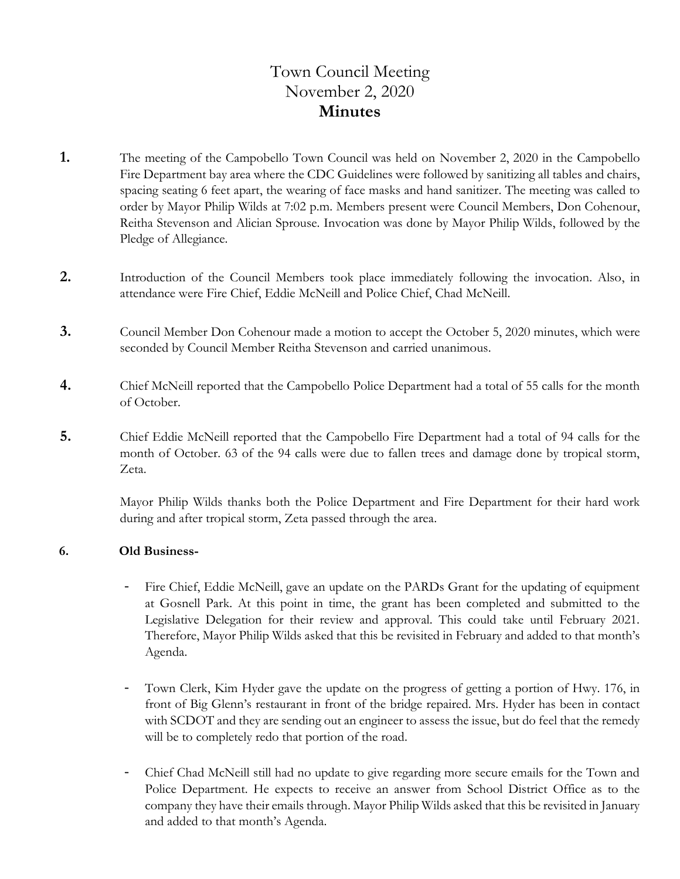# Town Council Meeting
# November 2, 2020
# **Minutes**

**1.** The meeting of the Campobello Town Council was held on November 2, 2020 in the Campobello Fire Department bay area where the CDC Guidelines were followed by sanitizing all tables and chairs, spacing seating 6 feet apart, the wearing of face masks and hand sanitizer. The meeting was called to order by Mayor Philip Wilds at 7:02 p.m. Members present were Council Members, Don Cohenour, Reitha Stevenson and Alician Sprouse. Invocation was done by Mayor Philip Wilds, followed by the Pledge of Allegiance.

**2.** Introduction of the Council Members took place immediately following the invocation. Also, in attendance were Fire Chief, Eddie McNeill and Police Chief, Chad McNeill.

**3.** Council Member Don Cohenour made a motion to accept the October 5, 2020 minutes, which were seconded by Council Member Reitha Stevenson and carried unanimous.

**4.** Chief McNeill reported that the Campobello Police Department had a total of 55 calls for the month of October.

**5.** Chief Eddie McNeill reported that the Campobello Fire Department had a total of 94 calls for the month of October. 63 of the 94 calls were due to fallen trees and damage done by tropical storm, Zeta.

Mayor Philip Wilds thanks both the Police Department and Fire Department for their hard work during and after tropical storm, Zeta passed through the area.

**6. Old Business-**

- Fire Chief, Eddie McNeill, gave an update on the PARDs Grant for the updating of equipment at Gosnell Park. At this point in time, the grant has been completed and submitted to the Legislative Delegation for their review and approval. This could take until February 2021. Therefore, Mayor Philip Wilds asked that this be revisited in February and added to that month's Agenda.

- Town Clerk, Kim Hyder gave the update on the progress of getting a portion of Hwy. 176, in front of Big Glenn's restaurant in front of the bridge repaired. Mrs. Hyder has been in contact with SCDOT and they are sending out an engineer to assess the issue, but do feel that the remedy will be to completely redo that portion of the road.

- Chief Chad McNeill still had no update to give regarding more secure emails for the Town and Police Department. He expects to receive an answer from School District Office as to the company they have their emails through. Mayor Philip Wilds asked that this be revisited in January and added to that month's Agenda.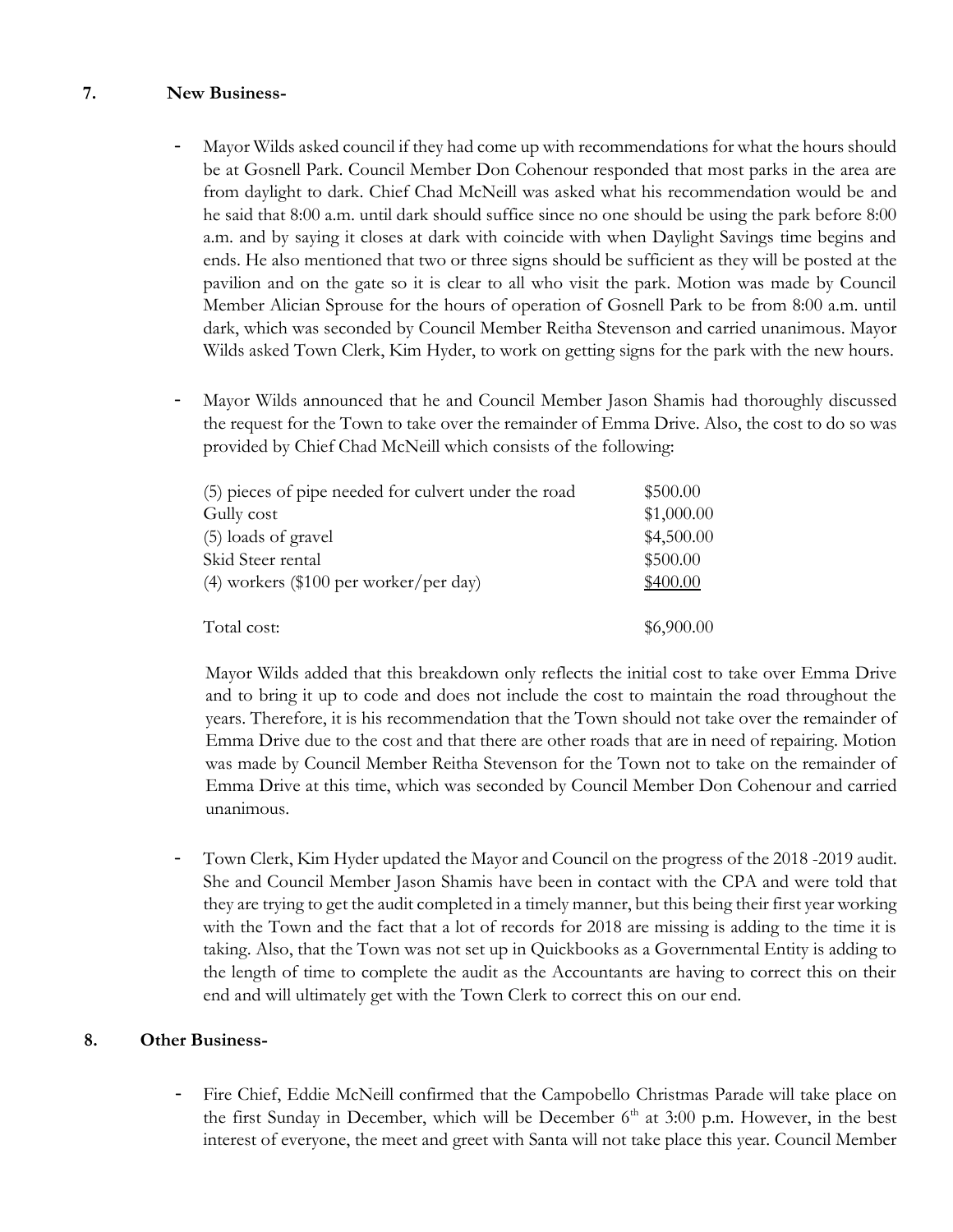## 7. New Business-

- Mayor Wilds asked council if they had come up with recommendations for what the hours should be at Gosnell Park. Council Member Don Cohenour responded that most parks in the area are from daylight to dark. Chief Chad McNeill was asked what his recommendation would be and he said that 8:00 a.m. until dark should suffice since no one should be using the park before 8:00 a.m. and by saying it closes at dark with coincide with when Daylight Savings time begins and ends. He also mentioned that two or three signs should be sufficient as they will be posted at the pavilion and on the gate so it is clear to all who visit the park. Motion was made by Council Member Alician Sprouse for the hours of operation of Gosnell Park to be from 8:00 a.m. until dark, which was seconded by Council Member Reitha Stevenson and carried unanimous. Mayor Wilds asked Town Clerk, Kim Hyder, to work on getting signs for the park with the new hours.

- Mayor Wilds announced that he and Council Member Jason Shamis had thoroughly discussed the request for the Town to take over the remainder of Emma Drive. Also, the cost to do so was provided by Chief Chad McNeill which consists of the following:

| | |
|---|---|
| (5) pieces of pipe needed for culvert under the road | \$500.00 |
| Gully cost | \$1,000.00 |
| (5) loads of gravel | \$4,500.00 |
| Skid Steer rental | \$500.00 |
| (4) workers (\$100 per worker/per day) | \$400.00 |
| Total cost: | \$6,900.00 |

  Mayor Wilds added that this breakdown only reflects the initial cost to take over Emma Drive and to bring it up to code and does not include the cost to maintain the road throughout the years. Therefore, it is his recommendation that the Town should not take over the remainder of Emma Drive due to the cost and that there are other roads that are in need of repairing. Motion was made by Council Member Reitha Stevenson for the Town not to take on the remainder of Emma Drive at this time, which was seconded by Council Member Don Cohenour and carried unanimous.

- Town Clerk, Kim Hyder updated the Mayor and Council on the progress of the 2018 -2019 audit. She and Council Member Jason Shamis have been in contact with the CPA and were told that they are trying to get the audit completed in a timely manner, but this being their first year working with the Town and the fact that a lot of records for 2018 are missing is adding to the time it is taking. Also, that the Town was not set up in Quickbooks as a Governmental Entity is adding to the length of time to complete the audit as the Accountants are having to correct this on their end and will ultimately get with the Town Clerk to correct this on our end.

## 8. Other Business-

- Fire Chief, Eddie McNeill confirmed that the Campobello Christmas Parade will take place on the first Sunday in December, which will be December 6th at 3:00 p.m. However, in the best interest of everyone, the meet and greet with Santa will not take place this year. Council Member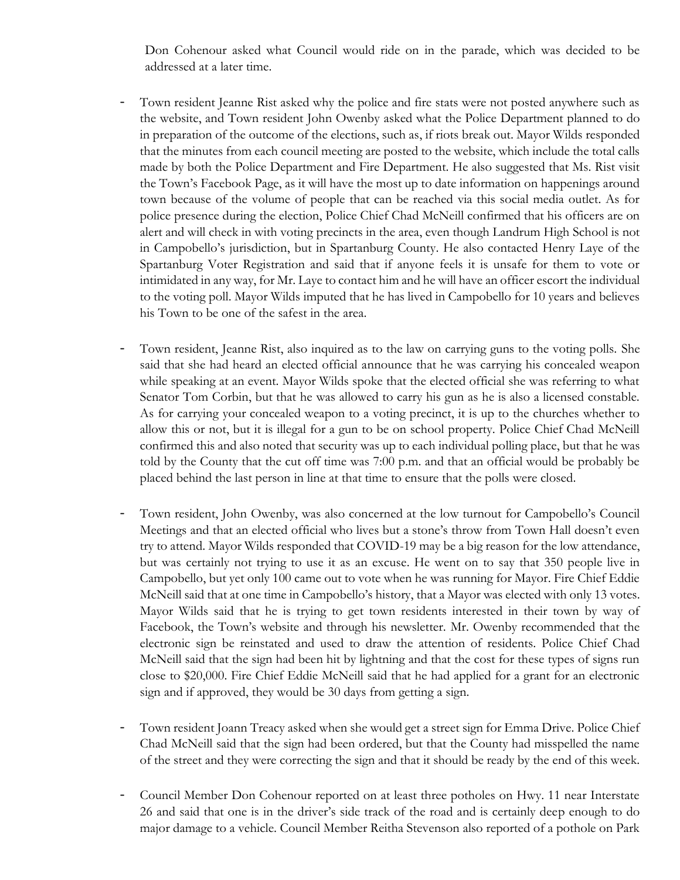Don Cohenour asked what Council would ride on in the parade, which was decided to be addressed at a later time.

- Town resident Jeanne Rist asked why the police and fire stats were not posted anywhere such as the website, and Town resident John Owenby asked what the Police Department planned to do in preparation of the outcome of the elections, such as, if riots break out. Mayor Wilds responded that the minutes from each council meeting are posted to the website, which include the total calls made by both the Police Department and Fire Department. He also suggested that Ms. Rist visit the Town's Facebook Page, as it will have the most up to date information on happenings around town because of the volume of people that can be reached via this social media outlet. As for police presence during the election, Police Chief Chad McNeill confirmed that his officers are on alert and will check in with voting precincts in the area, even though Landrum High School is not in Campobello's jurisdiction, but in Spartanburg County. He also contacted Henry Laye of the Spartanburg Voter Registration and said that if anyone feels it is unsafe for them to vote or intimidated in any way, for Mr. Laye to contact him and he will have an officer escort the individual to the voting poll. Mayor Wilds imputed that he has lived in Campobello for 10 years and believes his Town to be one of the safest in the area.

- Town resident, Jeanne Rist, also inquired as to the law on carrying guns to the voting polls. She said that she had heard an elected official announce that he was carrying his concealed weapon while speaking at an event. Mayor Wilds spoke that the elected official she was referring to what Senator Tom Corbin, but that he was allowed to carry his gun as he is also a licensed constable. As for carrying your concealed weapon to a voting precinct, it is up to the churches whether to allow this or not, but it is illegal for a gun to be on school property. Police Chief Chad McNeill confirmed this and also noted that security was up to each individual polling place, but that he was told by the County that the cut off time was 7:00 p.m. and that an official would be probably be placed behind the last person in line at that time to ensure that the polls were closed.

- Town resident, John Owenby, was also concerned at the low turnout for Campobello's Council Meetings and that an elected official who lives but a stone's throw from Town Hall doesn't even try to attend. Mayor Wilds responded that COVID-19 may be a big reason for the low attendance, but was certainly not trying to use it as an excuse. He went on to say that 350 people live in Campobello, but yet only 100 came out to vote when he was running for Mayor. Fire Chief Eddie McNeill said that at one time in Campobello's history, that a Mayor was elected with only 13 votes. Mayor Wilds said that he is trying to get town residents interested in their town by way of Facebook, the Town's website and through his newsletter. Mr. Owenby recommended that the electronic sign be reinstated and used to draw the attention of residents. Police Chief Chad McNeill said that the sign had been hit by lightning and that the cost for these types of signs run close to $20,000. Fire Chief Eddie McNeill said that he had applied for a grant for an electronic sign and if approved, they would be 30 days from getting a sign.

- Town resident Joann Treacy asked when she would get a street sign for Emma Drive. Police Chief Chad McNeill said that the sign had been ordered, but that the County had misspelled the name of the street and they were correcting the sign and that it should be ready by the end of this week.

- Council Member Don Cohenour reported on at least three potholes on Hwy. 11 near Interstate 26 and said that one is in the driver's side track of the road and is certainly deep enough to do major damage to a vehicle. Council Member Reitha Stevenson also reported of a pothole on Park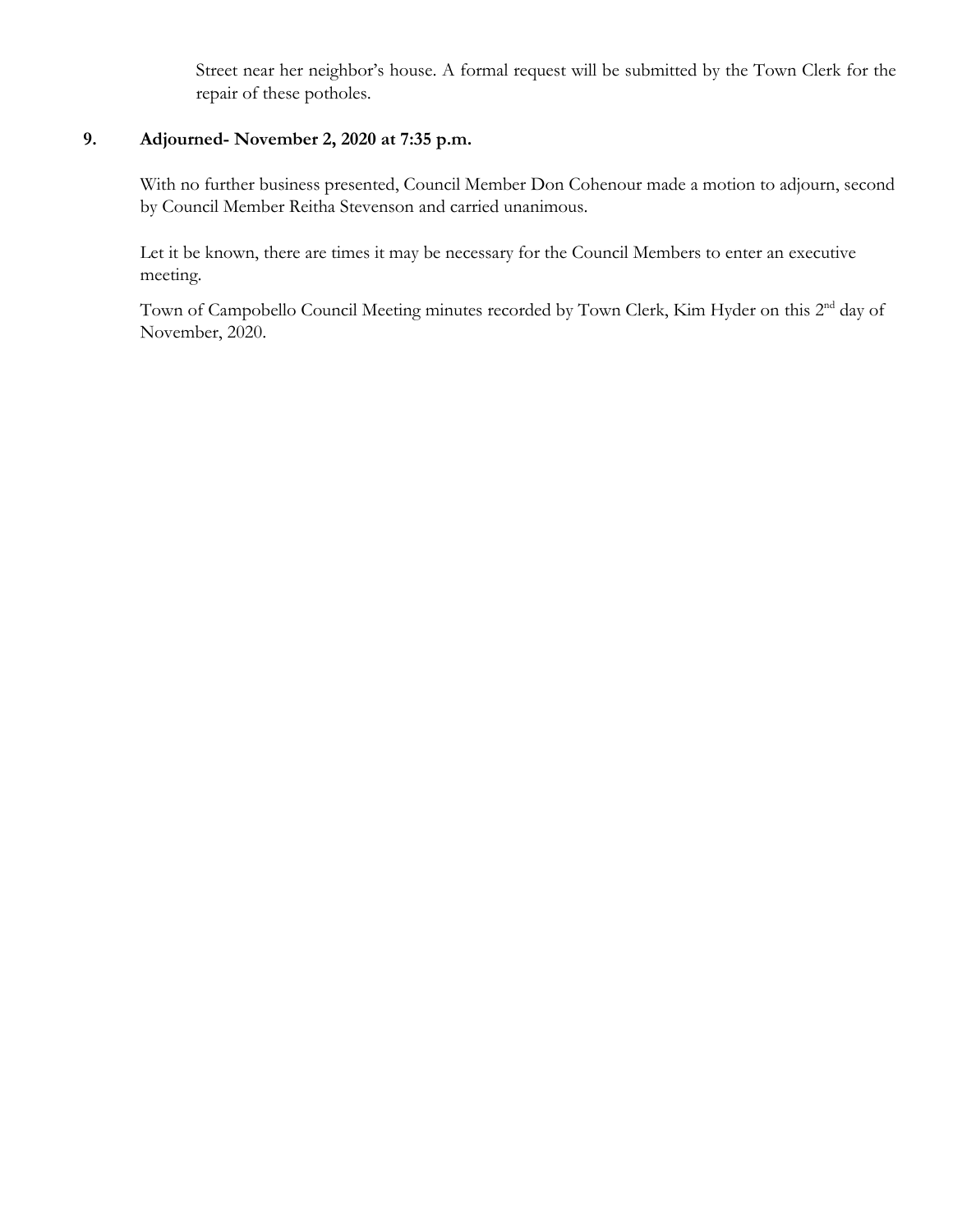Street near her neighbor's house. A formal request will be submitted by the Town Clerk for the repair of these potholes.

**9. Adjourned- November 2, 2020 at 7:35 p.m.**

With no further business presented, Council Member Don Cohenour made a motion to adjourn, second by Council Member Reitha Stevenson and carried unanimous.

Let it be known, there are times it may be necessary for the Council Members to enter an executive meeting.

Town of Campobello Council Meeting minutes recorded by Town Clerk, Kim Hyder on this 2nd day of November, 2020.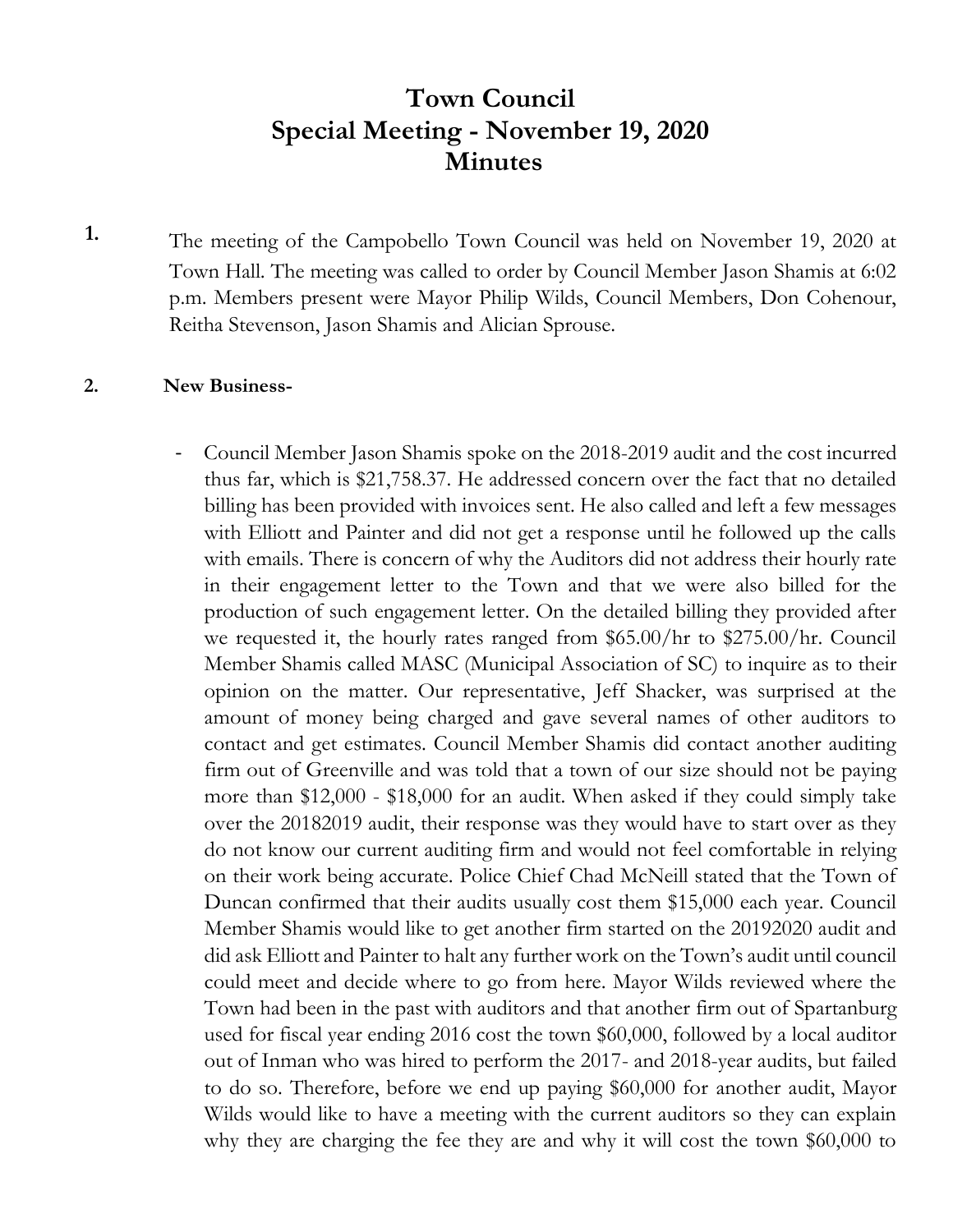# Town Council
# Special Meeting - November 19, 2020
# Minutes

**1.** The meeting of the Campobello Town Council was held on November 19, 2020 at Town Hall. The meeting was called to order by Council Member Jason Shamis at 6:02 p.m. Members present were Mayor Philip Wilds, Council Members, Don Cohenour, Reitha Stevenson, Jason Shamis and Alician Sprouse.

**2. New Business-**

- Council Member Jason Shamis spoke on the 2018-2019 audit and the cost incurred thus far, which is $21,758.37. He addressed concern over the fact that no detailed billing has been provided with invoices sent. He also called and left a few messages with Elliott and Painter and did not get a response until he followed up the calls with emails. There is concern of why the Auditors did not address their hourly rate in their engagement letter to the Town and that we were also billed for the production of such engagement letter. On the detailed billing they provided after we requested it, the hourly rates ranged from $65.00/hr to $275.00/hr. Council Member Shamis called MASC (Municipal Association of SC) to inquire as to their opinion on the matter. Our representative, Jeff Shacker, was surprised at the amount of money being charged and gave several names of other auditors to contact and get estimates. Council Member Shamis did contact another auditing firm out of Greenville and was told that a town of our size should not be paying more than $12,000 - $18,000 for an audit. When asked if they could simply take over the 20182019 audit, their response was they would have to start over as they do not know our current auditing firm and would not feel comfortable in relying on their work being accurate. Police Chief Chad McNeill stated that the Town of Duncan confirmed that their audits usually cost them $15,000 each year. Council Member Shamis would like to get another firm started on the 20192020 audit and did ask Elliott and Painter to halt any further work on the Town's audit until council could meet and decide where to go from here. Mayor Wilds reviewed where the Town had been in the past with auditors and that another firm out of Spartanburg used for fiscal year ending 2016 cost the town $60,000, followed by a local auditor out of Inman who was hired to perform the 2017- and 2018-year audits, but failed to do so. Therefore, before we end up paying $60,000 for another audit, Mayor Wilds would like to have a meeting with the current auditors so they can explain why they are charging the fee they are and why it will cost the town $60,000 to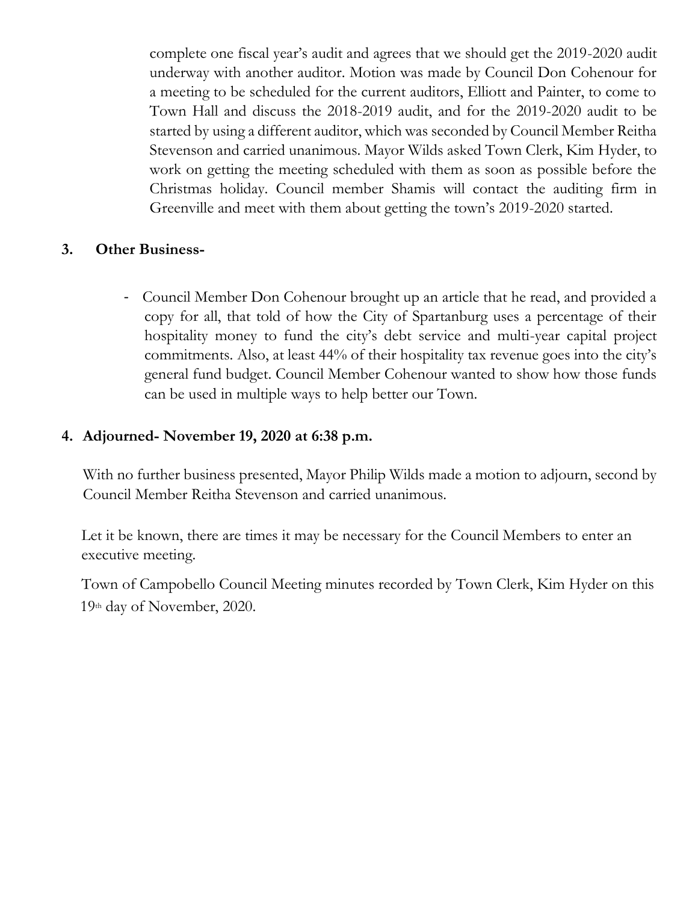complete one fiscal year's audit and agrees that we should get the 2019-2020 audit underway with another auditor. Motion was made by Council Don Cohenour for a meeting to be scheduled for the current auditors, Elliott and Painter, to come to Town Hall and discuss the 2018-2019 audit, and for the 2019-2020 audit to be started by using a different auditor, which was seconded by Council Member Reitha Stevenson and carried unanimous. Mayor Wilds asked Town Clerk, Kim Hyder, to work on getting the meeting scheduled with them as soon as possible before the Christmas holiday. Council member Shamis will contact the auditing firm in Greenville and meet with them about getting the town's 2019-2020 started.

**3. Other Business-**

- Council Member Don Cohenour brought up an article that he read, and provided a copy for all, that told of how the City of Spartanburg uses a percentage of their hospitality money to fund the city's debt service and multi-year capital project commitments. Also, at least 44% of their hospitality tax revenue goes into the city's general fund budget. Council Member Cohenour wanted to show how those funds can be used in multiple ways to help better our Town.

**4. Adjourned- November 19, 2020 at 6:38 p.m.**

With no further business presented, Mayor Philip Wilds made a motion to adjourn, second by Council Member Reitha Stevenson and carried unanimous.

Let it be known, there are times it may be necessary for the Council Members to enter an executive meeting.

Town of Campobello Council Meeting minutes recorded by Town Clerk, Kim Hyder on this 19th day of November, 2020.